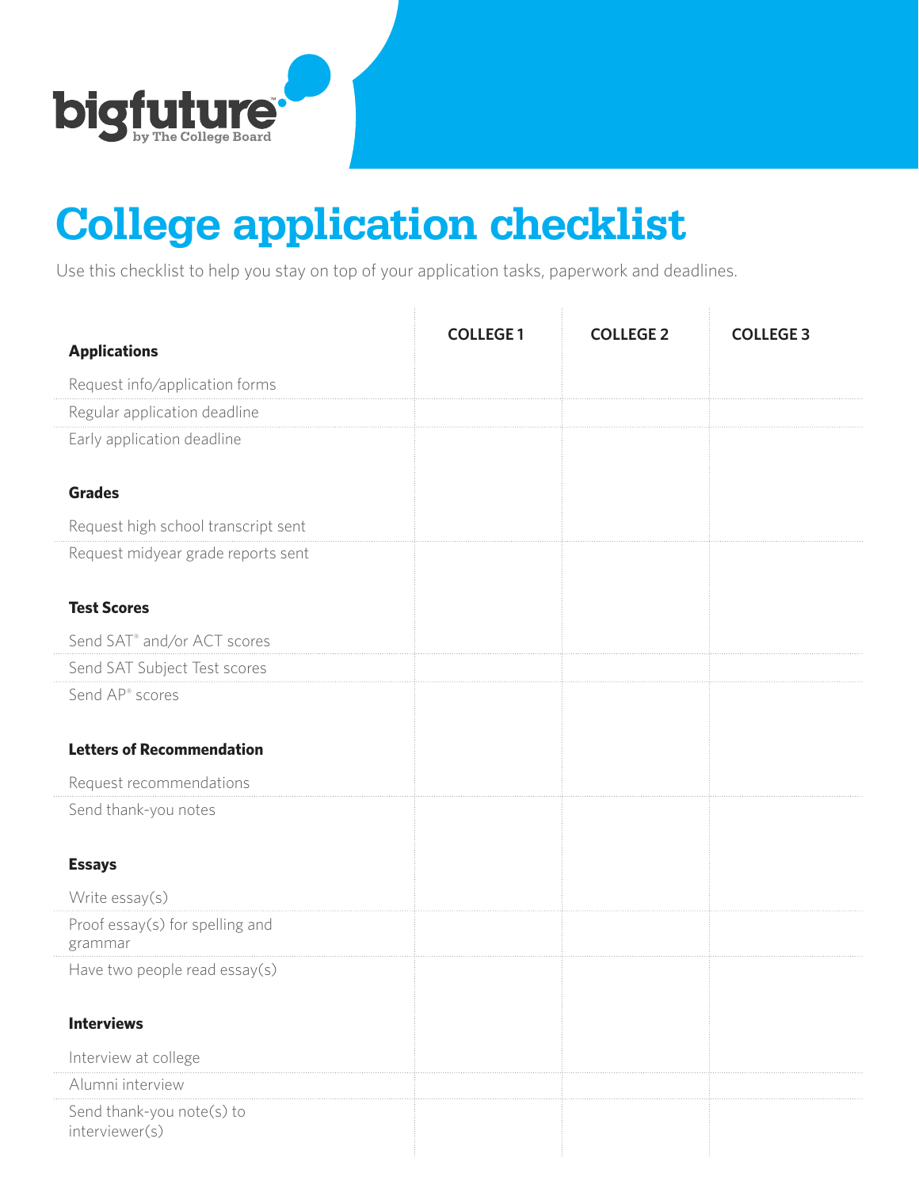bigfuture™ by The College Board

# College application checklist

Use this checklist to help you stay on top of your application tasks, paperwork and deadlines.

| **Applications** | **COLLEGE 1** | **COLLEGE 2** | **COLLEGE 3** |
|---|---|---|---|
| Request info/application forms | | | |
| Regular application deadline | | | |
| Early application deadline | | | |
| **Grades** | | | |
| Request high school transcript sent | | | |
| Request midyear grade reports sent | | | |
| **Test Scores** | | | |
| Send SAT® and/or ACT scores | | | |
| Send SAT Subject Test scores | | | |
| Send AP® scores | | | |
| **Letters of Recommendation** | | | |
| Request recommendations | | | |
| Send thank-you notes | | | |
| **Essays** | | | |
| Write essay(s) | | | |
| Proof essay(s) for spelling and grammar | | | |
| Have two people read essay(s) | | | |
| **Interviews** | | | |
| Interview at college | | | |
| Alumni interview | | | |
| Send thank-you note(s) to interviewer(s) | | | |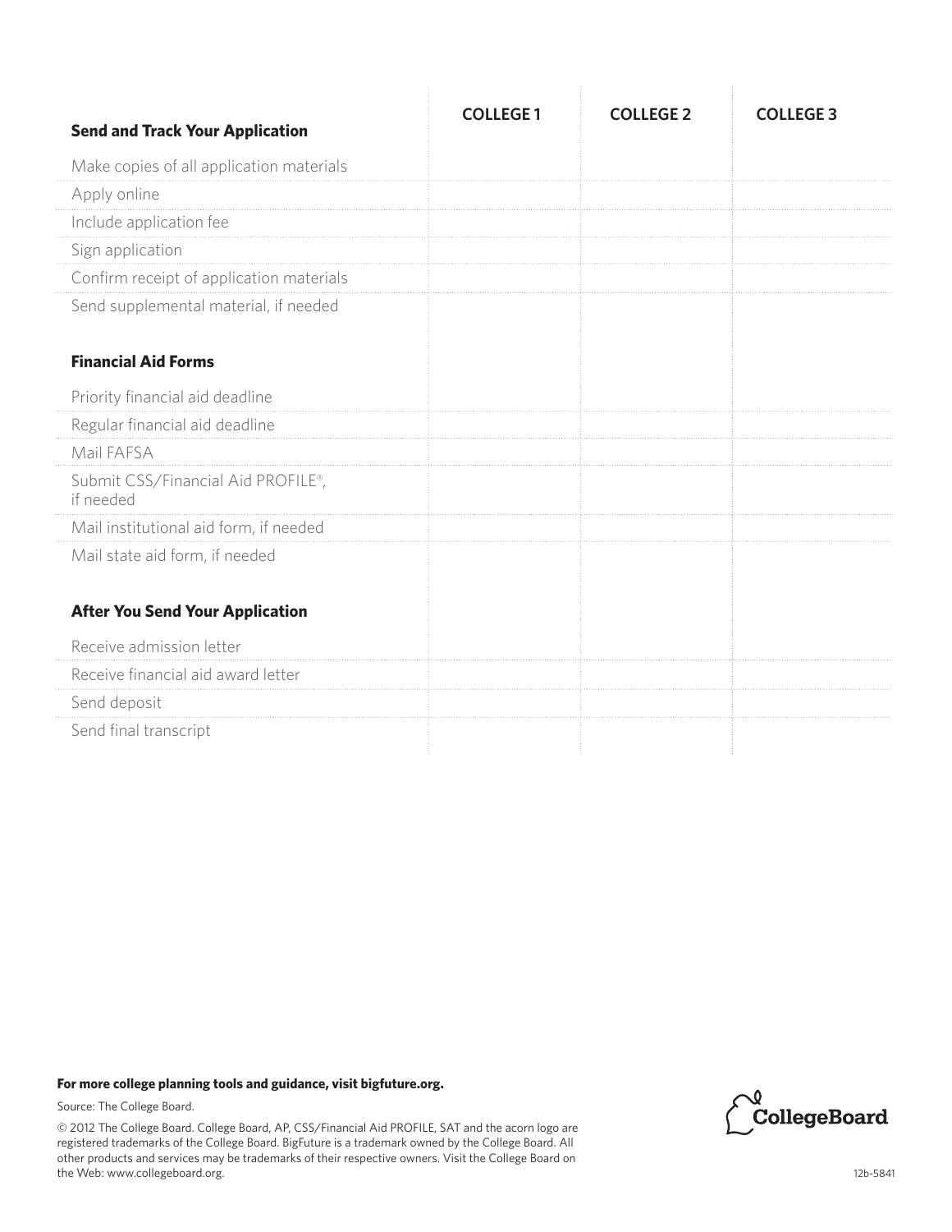| Send and Track Your Application | COLLEGE 1 | COLLEGE 2 | COLLEGE 3 |
|---|---|---|---|
| Make copies of all application materials | | | |
| Apply online | | | |
| Include application fee | | | |
| Sign application | | | |
| Confirm receipt of application materials | | | |
| Send supplemental material, if needed | | | |
| **Financial Aid Forms** | | | |
| Priority financial aid deadline | | | |
| Regular financial aid deadline | | | |
| Mail FAFSA | | | |
| Submit CSS/Financial Aid PROFILE®, if needed | | | |
| Mail institutional aid form, if needed | | | |
| Mail state aid form, if needed | | | |
| **After You Send Your Application** | | | |
| Receive admission letter | | | |
| Receive financial aid award letter | | | |
| Send deposit | | | |
| Send final transcript | | | |

**For more college planning tools and guidance, visit bigfuture.org.**

Source: The College Board.

© 2012 The College Board. College Board, AP, CSS/Financial Aid PROFILE, SAT and the acorn logo are registered trademarks of the College Board. BigFuture is a trademark owned by the College Board. All other products and services may be trademarks of their respective owners. Visit the College Board on the Web: www.collegeboard.org.

CollegeBoard

12b-5841